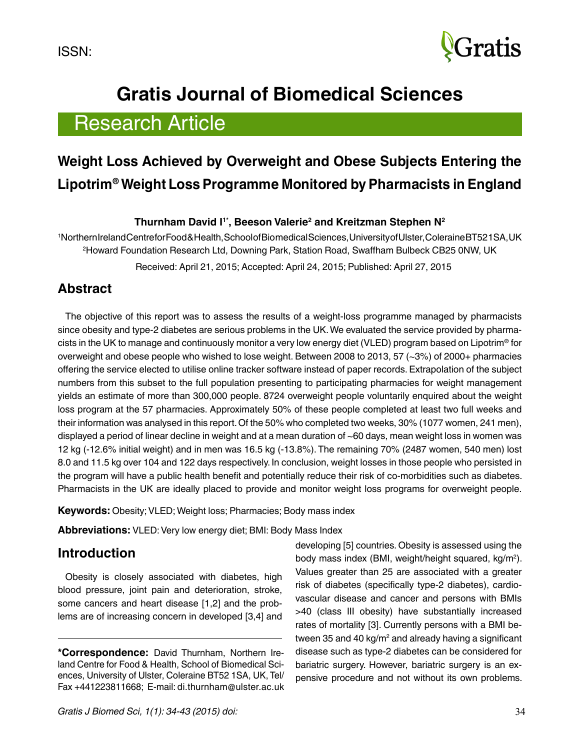ISSN:

# Gratis Journal of Biomedical Sciences

## Research Article

# Weight Loss Achieved by Overweight and Obese Subjects Entering the Lipotrim® Weight Loss Programme Monitored by Pharmacists in England

**Thurnham David I[1*], Beeson Valerie[2] and Kreitzman Stephen N[2]**

[1]Northern Ireland Centre for Food & Health, School of Biomedical Sciences, University of Ulster, Coleraine BT52 1SA, UK
[2]Howard Foundation Research Ltd, Downing Park, Station Road, Swaffham Bulbeck CB25 0NW, UK

Received: April 21, 2015; Accepted: April 24, 2015; Published: April 27, 2015

## Abstract

The objective of this report was to assess the results of a weight-loss programme managed by pharmacists since obesity and type-2 diabetes are serious problems in the UK. We evaluated the service provided by pharmacists in the UK to manage and continuously monitor a very low energy diet (VLED) program based on Lipotrim® for overweight and obese people who wished to lose weight. Between 2008 to 2013, 57 (~3%) of 2000+ pharmacies offering the service elected to utilise online tracker software instead of paper records. Extrapolation of the subject numbers from this subset to the full population presenting to participating pharmacies for weight management yields an estimate of more than 300,000 people. 8724 overweight people voluntarily enquired about the weight loss program at the 57 pharmacies. Approximately 50% of these people completed at least two full weeks and their information was analysed in this report. Of the 50% who completed two weeks, 30% (1077 women, 241 men), displayed a period of linear decline in weight and at a mean duration of ~60 days, mean weight loss in women was 12 kg (-12.6% initial weight) and in men was 16.5 kg (-13.8%). The remaining 70% (2487 women, 540 men) lost 8.0 and 11.5 kg over 104 and 122 days respectively. In conclusion, weight losses in those people who persisted in the program will have a public health benefit and potentially reduce their risk of co-morbidities such as diabetes. Pharmacists in the UK are ideally placed to provide and monitor weight loss programs for overweight people.

**Keywords:** Obesity; VLED; Weight loss; Pharmacies; Body mass index

**Abbreviations:** VLED: Very low energy diet; BMI: Body Mass Index

## Introduction

Obesity is closely associated with diabetes, high blood pressure, joint pain and deterioration, stroke, some cancers and heart disease [1,2] and the problems are of increasing concern in developed [3,4] and developing [5] countries. Obesity is assessed using the body mass index (BMI, weight/height squared, kg/m$^2$). Values greater than 25 are associated with a greater risk of diabetes (specifically type-2 diabetes), cardiovascular disease and cancer and persons with BMIs >40 (class III obesity) have substantially increased rates of mortality [3]. Currently persons with a BMI between 35 and 40 kg/m$^2$ and already having a significant disease such as type-2 diabetes can be considered for bariatric surgery. However, bariatric surgery is an expensive procedure and not without its own problems.

**\*Correspondence:** David Thurnham, Northern Ireland Centre for Food & Health, School of Biomedical Sciences, University of Ulster, Coleraine BT52 1SA, UK, Tel/Fax +441223811668; E-mail: di.thurnham@ulster.ac.uk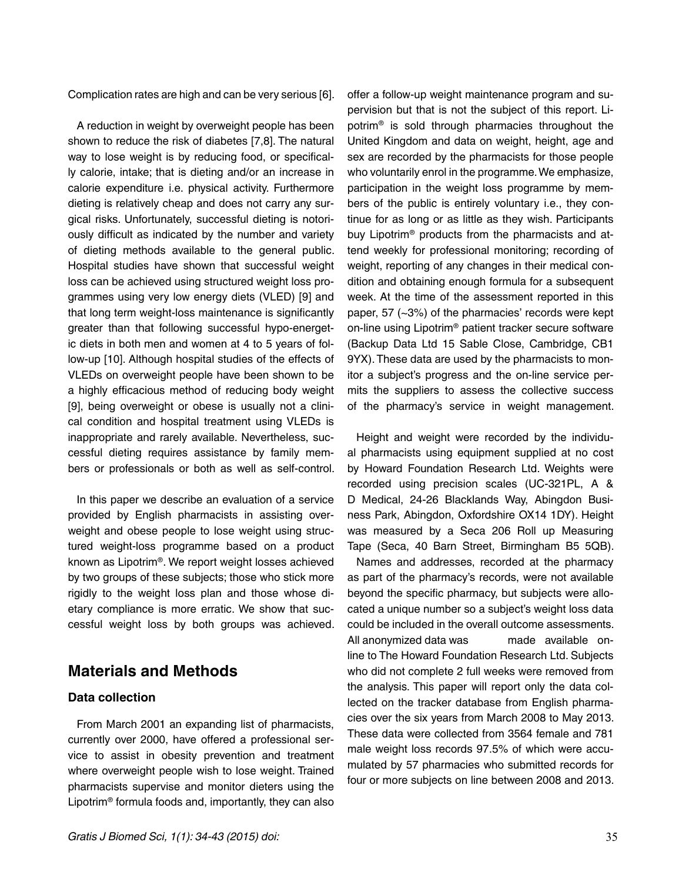Complication rates are high and can be very serious [6].

A reduction in weight by overweight people has been shown to reduce the risk of diabetes [7,8]. The natural way to lose weight is by reducing food, or specifically calorie, intake; that is dieting and/or an increase in calorie expenditure i.e. physical activity. Furthermore dieting is relatively cheap and does not carry any surgical risks. Unfortunately, successful dieting is notoriously difficult as indicated by the number and variety of dieting methods available to the general public. Hospital studies have shown that successful weight loss can be achieved using structured weight loss programmes using very low energy diets (VLED) [9] and that long term weight-loss maintenance is significantly greater than that following successful hypo-energetic diets in both men and women at 4 to 5 years of follow-up [10]. Although hospital studies of the effects of VLEDs on overweight people have been shown to be a highly efficacious method of reducing body weight [9], being overweight or obese is usually not a clinical condition and hospital treatment using VLEDs is inappropriate and rarely available. Nevertheless, successful dieting requires assistance by family members or professionals or both as well as self-control.

In this paper we describe an evaluation of a service provided by English pharmacists in assisting overweight and obese people to lose weight using structured weight-loss programme based on a product known as Lipotrim®. We report weight losses achieved by two groups of these subjects; those who stick more rigidly to the weight loss plan and those whose dietary compliance is more erratic. We show that successful weight loss by both groups was achieved.

## Materials and Methods

### Data collection

From March 2001 an expanding list of pharmacists, currently over 2000, have offered a professional service to assist in obesity prevention and treatment where overweight people wish to lose weight. Trained pharmacists supervise and monitor dieters using the Lipotrim® formula foods and, importantly, they can also offer a follow-up weight maintenance program and supervision but that is not the subject of this report. Lipotrim® is sold through pharmacies throughout the United Kingdom and data on weight, height, age and sex are recorded by the pharmacists for those people who voluntarily enrol in the programme. We emphasize, participation in the weight loss programme by members of the public is entirely voluntary i.e., they continue for as long or as little as they wish. Participants buy Lipotrim® products from the pharmacists and attend weekly for professional monitoring; recording of weight, reporting of any changes in their medical condition and obtaining enough formula for a subsequent week. At the time of the assessment reported in this paper, 57 (~3%) of the pharmacies' records were kept on-line using Lipotrim® patient tracker secure software (Backup Data Ltd 15 Sable Close, Cambridge, CB1 9YX). These data are used by the pharmacists to monitor a subject's progress and the on-line service permits the suppliers to assess the collective success of the pharmacy's service in weight management.

Height and weight were recorded by the individual pharmacists using equipment supplied at no cost by Howard Foundation Research Ltd. Weights were recorded using precision scales (UC-321PL, A & D Medical, 24-26 Blacklands Way, Abingdon Business Park, Abingdon, Oxfordshire OX14 1DY). Height was measured by a Seca 206 Roll up Measuring Tape (Seca, 40 Barn Street, Birmingham B5 5QB).

Names and addresses, recorded at the pharmacy as part of the pharmacy's records, were not available beyond the specific pharmacy, but subjects were allocated a unique number so a subject's weight loss data could be included in the overall outcome assessments. All anonymized data was made available online to The Howard Foundation Research Ltd. Subjects who did not complete 2 full weeks were removed from the analysis. This paper will report only the data collected on the tracker database from English pharmacies over the six years from March 2008 to May 2013. These data were collected from 3564 female and 781 male weight loss records 97.5% of which were accumulated by 57 pharmacies who submitted records for four or more subjects on line between 2008 and 2013.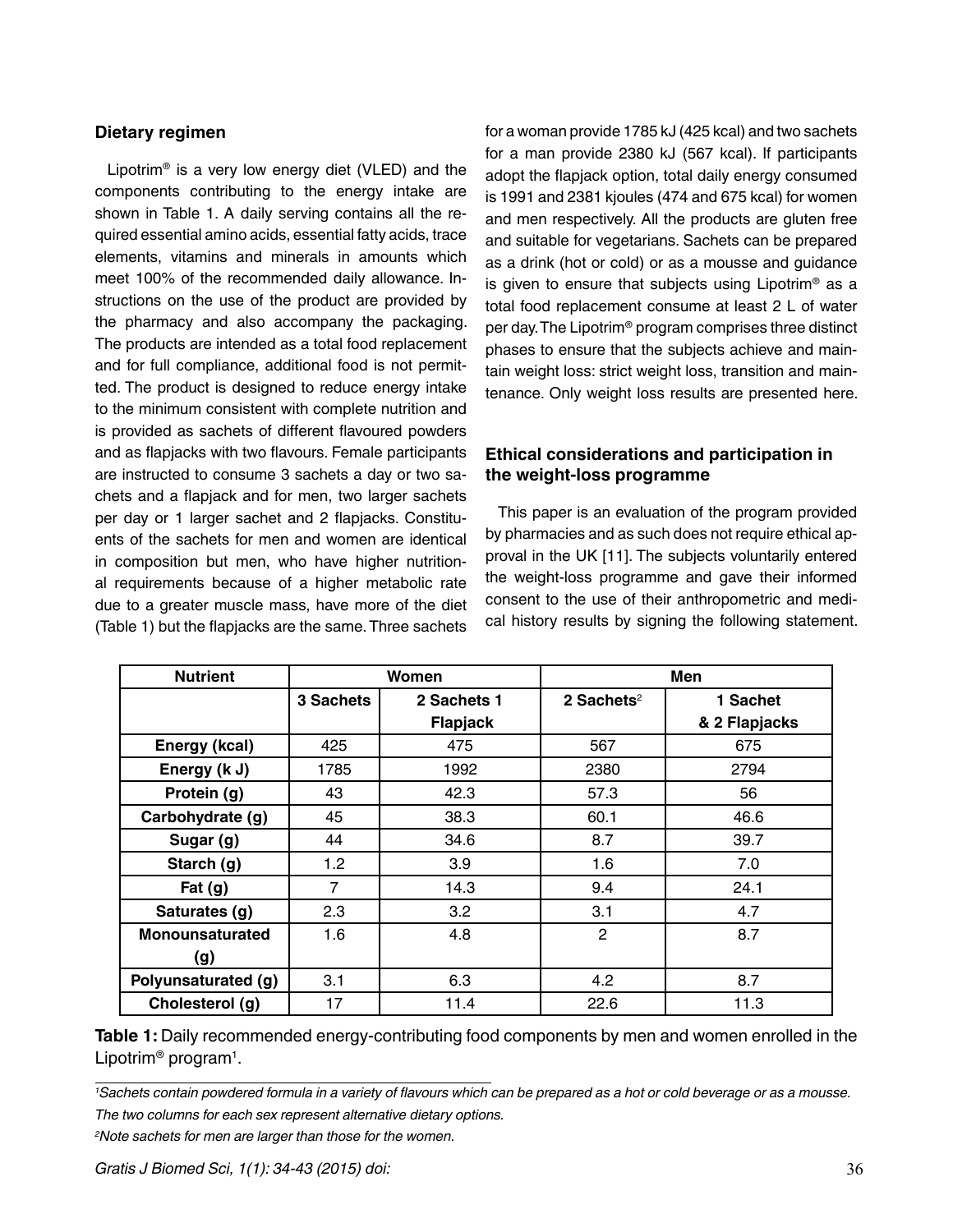### Dietary regimen

Lipotrim® is a very low energy diet (VLED) and the components contributing to the energy intake are shown in Table 1. A daily serving contains all the required essential amino acids, essential fatty acids, trace elements, vitamins and minerals in amounts which meet 100% of the recommended daily allowance. Instructions on the use of the product are provided by the pharmacy and also accompany the packaging. The products are intended as a total food replacement and for full compliance, additional food is not permitted. The product is designed to reduce energy intake to the minimum consistent with complete nutrition and is provided as sachets of different flavoured powders and as flapjacks with two flavours. Female participants are instructed to consume 3 sachets a day or two sachets and a flapjack and for men, two larger sachets per day or 1 larger sachet and 2 flapjacks. Constituents of the sachets for men and women are identical in composition but men, who have higher nutritional requirements because of a higher metabolic rate due to a greater muscle mass, have more of the diet (Table 1) but the flapjacks are the same. Three sachets for a woman provide 1785 kJ (425 kcal) and two sachets for a man provide 2380 kJ (567 kcal). If participants adopt the flapjack option, total daily energy consumed is 1991 and 2381 kjoules (474 and 675 kcal) for women and men respectively. All the products are gluten free and suitable for vegetarians. Sachets can be prepared as a drink (hot or cold) or as a mousse and guidance is given to ensure that subjects using Lipotrim® as a total food replacement consume at least 2 L of water per day. The Lipotrim® program comprises three distinct phases to ensure that the subjects achieve and maintain weight loss: strict weight loss, transition and maintenance. Only weight loss results are presented here.

### Ethical considerations and participation in the weight-loss programme

This paper is an evaluation of the program provided by pharmacies and as such does not require ethical approval in the UK [11]. The subjects voluntarily entered the weight-loss programme and gave their informed consent to the use of their anthropometric and medical history results by signing the following statement.

| Nutrient | Women | | Men | |
|---|---|---|---|---|
| | 3 Sachets | 2 Sachets 1 Flapjack | 2 Sachets[2] | 1 Sachet & 2 Flapjacks |
| Energy (kcal) | 425 | 475 | 567 | 675 |
| Energy (k J) | 1785 | 1992 | 2380 | 2794 |
| Protein (g) | 43 | 42.3 | 57.3 | 56 |
| Carbohydrate (g) | 45 | 38.3 | 60.1 | 46.6 |
| Sugar (g) | 44 | 34.6 | 8.7 | 39.7 |
| Starch (g) | 1.2 | 3.9 | 1.6 | 7.0 |
| Fat (g) | 7 | 14.3 | 9.4 | 24.1 |
| Saturates (g) | 2.3 | 3.2 | 3.1 | 4.7 |
| Monounsaturated (g) | 1.6 | 4.8 | 2 | 8.7 |
| Polyunsaturated (g) | 3.1 | 6.3 | 4.2 | 8.7 |
| Cholesterol (g) | 17 | 11.4 | 22.6 | 11.3 |

**Table 1:** Daily recommended energy-contributing food components by men and women enrolled in the Lipotrim® program[1].

*[1]Sachets contain powdered formula in a variety of flavours which can be prepared as a hot or cold beverage or as a mousse. The two columns for each sex represent alternative dietary options.*

*[2]Note sachets for men are larger than those for the women.*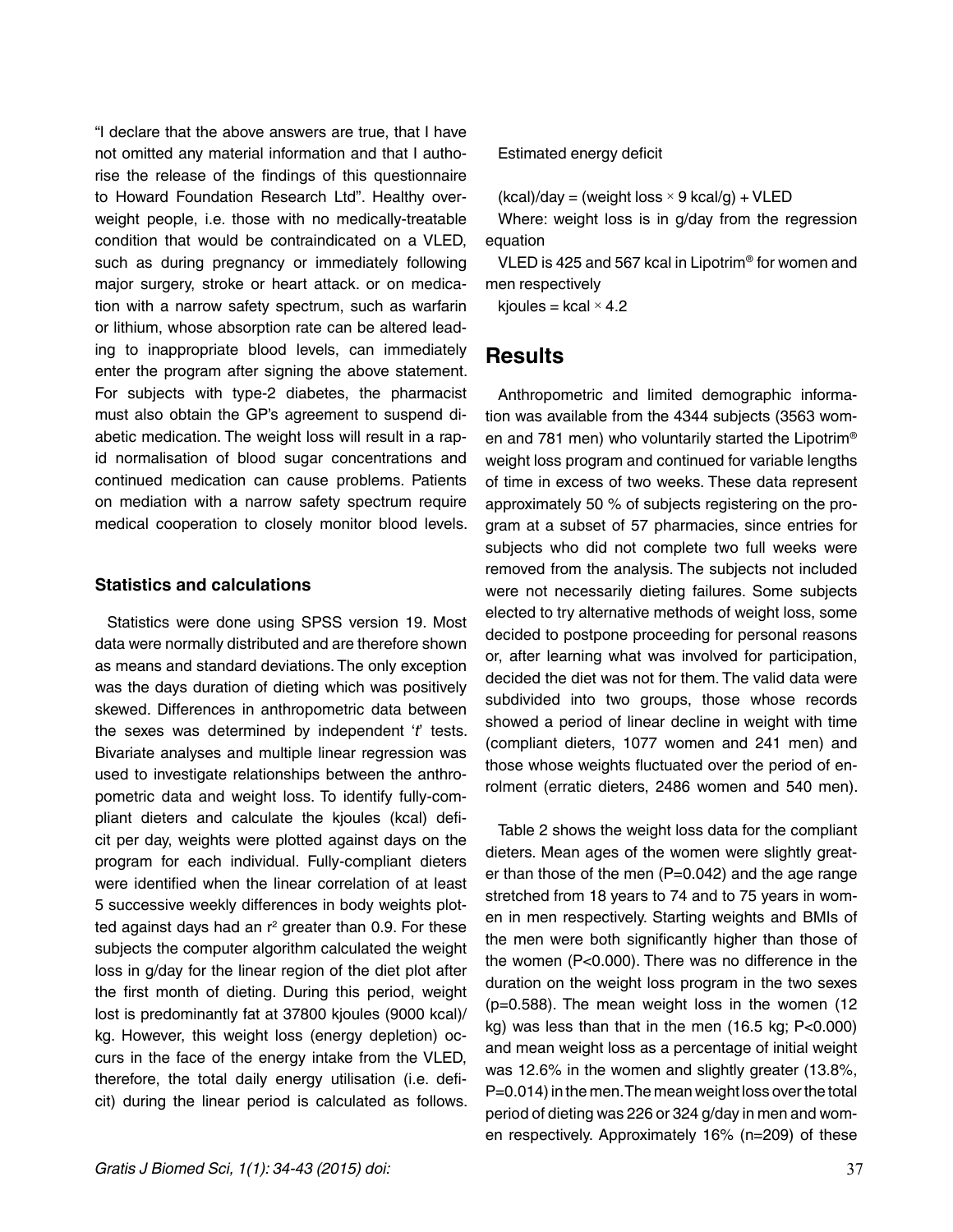"I declare that the above answers are true, that I have not omitted any material information and that I authorise the release of the findings of this questionnaire to Howard Foundation Research Ltd". Healthy overweight people, i.e. those with no medically-treatable condition that would be contraindicated on a VLED, such as during pregnancy or immediately following major surgery, stroke or heart attack. or on medication with a narrow safety spectrum, such as warfarin or lithium, whose absorption rate can be altered leading to inappropriate blood levels, can immediately enter the program after signing the above statement. For subjects with type-2 diabetes, the pharmacist must also obtain the GP's agreement to suspend diabetic medication. The weight loss will result in a rapid normalisation of blood sugar concentrations and continued medication can cause problems. Patients on mediation with a narrow safety spectrum require medical cooperation to closely monitor blood levels.

### Statistics and calculations

Statistics were done using SPSS version 19. Most data were normally distributed and are therefore shown as means and standard deviations. The only exception was the days duration of dieting which was positively skewed. Differences in anthropometric data between the sexes was determined by independent '*t*' tests. Bivariate analyses and multiple linear regression was used to investigate relationships between the anthropometric data and weight loss. To identify fully-compliant dieters and calculate the kjoules (kcal) deficit per day, weights were plotted against days on the program for each individual. Fully-compliant dieters were identified when the linear correlation of at least 5 successive weekly differences in body weights plotted against days had an $r^2$ greater than 0.9. For these subjects the computer algorithm calculated the weight loss in g/day for the linear region of the diet plot after the first month of dieting. During this period, weight lost is predominantly fat at 37800 kjoules (9000 kcal)/kg. However, this weight loss (energy depletion) occurs in the face of the energy intake from the VLED, therefore, the total daily energy utilisation (i.e. deficit) during the linear period is calculated as follows.

Estimated energy deficit

(kcal)/day = (weight loss $\times$ 9 kcal/g) + VLED

Where: weight loss is in g/day from the regression equation

VLED is 425 and 567 kcal in Lipotrim® for women and men respectively

kjoules = kcal $\times$ 4.2

## Results

Anthropometric and limited demographic information was available from the 4344 subjects (3563 women and 781 men) who voluntarily started the Lipotrim® weight loss program and continued for variable lengths of time in excess of two weeks. These data represent approximately 50 % of subjects registering on the program at a subset of 57 pharmacies, since entries for subjects who did not complete two full weeks were removed from the analysis. The subjects not included were not necessarily dieting failures. Some subjects elected to try alternative methods of weight loss, some decided to postpone proceeding for personal reasons or, after learning what was involved for participation, decided the diet was not for them. The valid data were subdivided into two groups, those whose records showed a period of linear decline in weight with time (compliant dieters, 1077 women and 241 men) and those whose weights fluctuated over the period of enrolment (erratic dieters, 2486 women and 540 men).

Table 2 shows the weight loss data for the compliant dieters. Mean ages of the women were slightly greater than those of the men (P=0.042) and the age range stretched from 18 years to 74 and to 75 years in women in men respectively. Starting weights and BMIs of the men were both significantly higher than those of the women (P<0.000). There was no difference in the duration on the weight loss program in the two sexes (p=0.588). The mean weight loss in the women (12 kg) was less than that in the men (16.5 kg; P<0.000) and mean weight loss as a percentage of initial weight was 12.6% in the women and slightly greater (13.8%, P=0.014) in the men. The mean weight loss over the total period of dieting was 226 or 324 g/day in men and women respectively. Approximately 16% (n=209) of these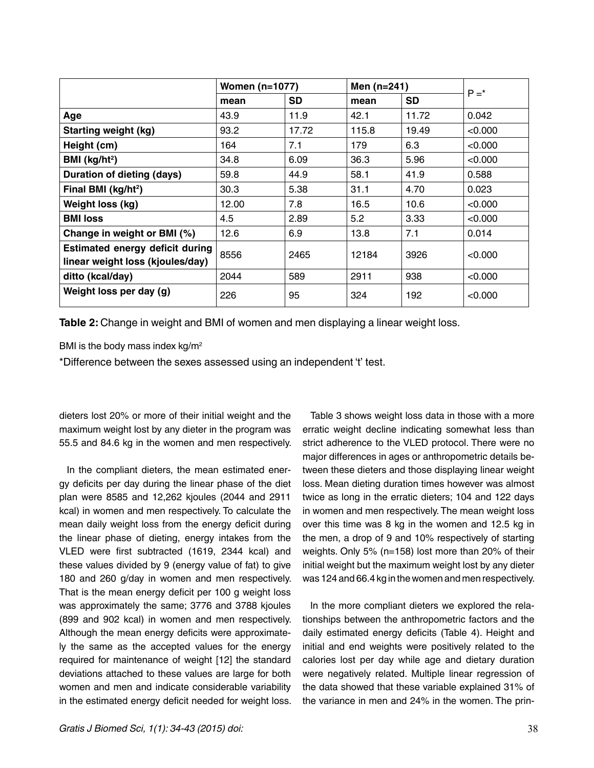| | Women (n=1077) | | Men (n=241) | | P =* |
|---|---|---|---|---|---|
| | mean | SD | mean | SD | |
| **Age** | 43.9 | 11.9 | 42.1 | 11.72 | 0.042 |
| **Starting weight (kg)** | 93.2 | 17.72 | 115.8 | 19.49 | <0.000 |
| **Height (cm)** | 164 | 7.1 | 179 | 6.3 | <0.000 |
| **BMI (kg/ht$^2$)** | 34.8 | 6.09 | 36.3 | 5.96 | <0.000 |
| **Duration of dieting (days)** | 59.8 | 44.9 | 58.1 | 41.9 | 0.588 |
| **Final BMI (kg/ht$^2$)** | 30.3 | 5.38 | 31.1 | 4.70 | 0.023 |
| **Weight loss (kg)** | 12.00 | 7.8 | 16.5 | 10.6 | <0.000 |
| **BMI loss** | 4.5 | 2.89 | 5.2 | 3.33 | <0.000 |
| **Change in weight or BMI (%)** | 12.6 | 6.9 | 13.8 | 7.1 | 0.014 |
| **Estimated energy deficit during linear weight loss (kjoules/day)** | 8556 | 2465 | 12184 | 3926 | <0.000 |
| **ditto (kcal/day)** | 2044 | 589 | 2911 | 938 | <0.000 |
| **Weight loss per day (g)** | 226 | 95 | 324 | 192 | <0.000 |

**Table 2:** Change in weight and BMI of women and men displaying a linear weight loss.

BMI is the body mass index kg/m$^2$

*Difference between the sexes assessed using an independent 't' test.

dieters lost 20% or more of their initial weight and the maximum weight lost by any dieter in the program was 55.5 and 84.6 kg in the women and men respectively.

In the compliant dieters, the mean estimated energy deficits per day during the linear phase of the diet plan were 8585 and 12,262 kjoules (2044 and 2911 kcal) in women and men respectively. To calculate the mean daily weight loss from the energy deficit during the linear phase of dieting, energy intakes from the VLED were first subtracted (1619, 2344 kcal) and these values divided by 9 (energy value of fat) to give 180 and 260 g/day in women and men respectively. That is the mean energy deficit per 100 g weight loss was approximately the same; 3776 and 3788 kjoules (899 and 902 kcal) in women and men respectively. Although the mean energy deficits were approximately the same as the accepted values for the energy required for maintenance of weight [12] the standard deviations attached to these values are large for both women and men and indicate considerable variability in the estimated energy deficit needed for weight loss.

Table 3 shows weight loss data in those with a more erratic weight decline indicating somewhat less than strict adherence to the VLED protocol. There were no major differences in ages or anthropometric details between these dieters and those displaying linear weight loss. Mean dieting duration times however was almost twice as long in the erratic dieters; 104 and 122 days in women and men respectively. The mean weight loss over this time was 8 kg in the women and 12.5 kg in the men, a drop of 9 and 10% respectively of starting weights. Only 5% (n=158) lost more than 20% of their initial weight but the maximum weight lost by any dieter was 124 and 66.4 kg in the women and men respectively.

In the more compliant dieters we explored the relationships between the anthropometric factors and the daily estimated energy deficits (Table 4). Height and initial and end weights were positively related to the calories lost per day while age and dietary duration were negatively related. Multiple linear regression of the data showed that these variable explained 31% of the variance in men and 24% in the women. The prin-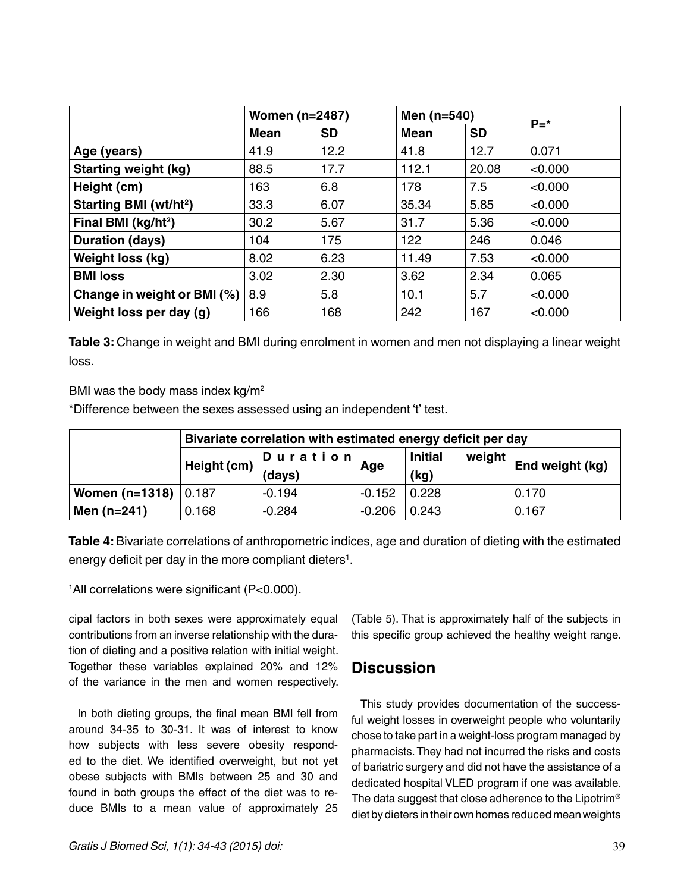| | Women (n=2487) | | Men (n=540) | | P=* |
|---|---|---|---|---|---|
| | Mean | SD | Mean | SD | |
| **Age (years)** | 41.9 | 12.2 | 41.8 | 12.7 | 0.071 |
| **Starting weight (kg)** | 88.5 | 17.7 | 112.1 | 20.08 | <0.000 |
| **Height (cm)** | 163 | 6.8 | 178 | 7.5 | <0.000 |
| **Starting BMI ($wt/ht^2$)** | 33.3 | 6.07 | 35.34 | 5.85 | <0.000 |
| **Final BMI ($kg/ht^2$)** | 30.2 | 5.67 | 31.7 | 5.36 | <0.000 |
| **Duration (days)** | 104 | 175 | 122 | 246 | 0.046 |
| **Weight loss (kg)** | 8.02 | 6.23 | 11.49 | 7.53 | <0.000 |
| **BMI loss** | 3.02 | 2.30 | 3.62 | 2.34 | 0.065 |
| **Change in weight or BMI (%)** | 8.9 | 5.8 | 10.1 | 5.7 | <0.000 |
| **Weight loss per day (g)** | 166 | 168 | 242 | 167 | <0.000 |

**Table 3:** Change in weight and BMI during enrolment in women and men not displaying a linear weight loss.

BMI was the body mass index $kg/m^2$

*Difference between the sexes assessed using an independent 't' test.

| | Bivariate correlation with estimated energy deficit per day | | | | |
|---|---|---|---|---|---|
| | Height (cm) | Duration (days) | Age | Initial weight (kg) | End weight (kg) |
| **Women (n=1318)** | 0.187 | -0.194 | -0.152 | 0.228 | 0.170 |
| **Men (n=241)** | 0.168 | -0.284 | -0.206 | 0.243 | 0.167 |

**Table 4:** Bivariate correlations of anthropometric indices, age and duration of dieting with the estimated energy deficit per day in the more compliant dieters[1].

[1]All correlations were significant (P<0.000).

cipal factors in both sexes were approximately equal contributions from an inverse relationship with the duration of dieting and a positive relation with initial weight. Together these variables explained 20% and 12% of the variance in the men and women respectively.

In both dieting groups, the final mean BMI fell from around 34-35 to 30-31. It was of interest to know how subjects with less severe obesity responded to the diet. We identified overweight, but not yet obese subjects with BMIs between 25 and 30 and found in both groups the effect of the diet was to reduce BMIs to a mean value of approximately 25 (Table 5). That is approximately half of the subjects in this specific group achieved the healthy weight range.

## Discussion

This study provides documentation of the successful weight losses in overweight people who voluntarily chose to take part in a weight-loss program managed by pharmacists. They had not incurred the risks and costs of bariatric surgery and did not have the assistance of a dedicated hospital VLED program if one was available. The data suggest that close adherence to the Lipotrim® diet by dieters in their own homes reduced mean weights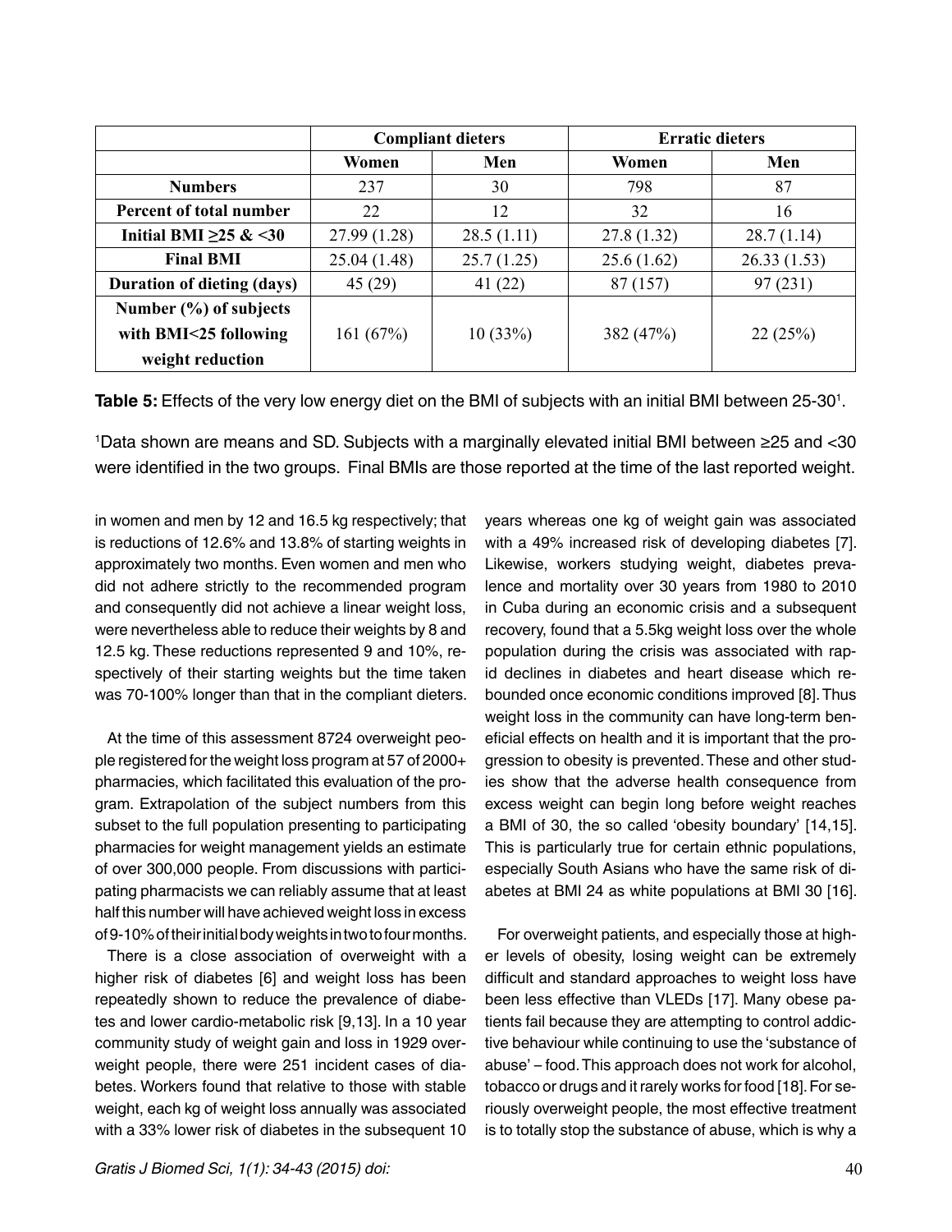| | Compliant dieters | | Erratic dieters | |
|---|---|---|---|---|
| | Women | Men | Women | Men |
| **Numbers** | 237 | 30 | 798 | 87 |
| **Percent of total number** | 22 | 12 | 32 | 16 |
| **Initial BMI ≥25 & <30** | 27.99 (1.28) | 28.5 (1.11) | 27.8 (1.32) | 28.7 (1.14) |
| **Final BMI** | 25.04 (1.48) | 25.7 (1.25) | 25.6 (1.62) | 26.33 (1.53) |
| **Duration of dieting (days)** | 45 (29) | 41 (22) | 87 (157) | 97 (231) |
| **Number (%) of subjects with BMI<25 following weight reduction** | 161 (67%) | 10 (33%) | 382 (47%) | 22 (25%) |

**Table 5:** Effects of the very low energy diet on the BMI of subjects with an initial BMI between 25-30[1].

[1]Data shown are means and SD. Subjects with a marginally elevated initial BMI between ≥25 and <30 were identified in the two groups. Final BMIs are those reported at the time of the last reported weight.

in women and men by 12 and 16.5 kg respectively; that is reductions of 12.6% and 13.8% of starting weights in approximately two months. Even women and men who did not adhere strictly to the recommended program and consequently did not achieve a linear weight loss, were nevertheless able to reduce their weights by 8 and 12.5 kg. These reductions represented 9 and 10%, respectively of their starting weights but the time taken was 70-100% longer than that in the compliant dieters.

At the time of this assessment 8724 overweight people registered for the weight loss program at 57 of 2000+ pharmacies, which facilitated this evaluation of the program. Extrapolation of the subject numbers from this subset to the full population presenting to participating pharmacies for weight management yields an estimate of over 300,000 people. From discussions with participating pharmacists we can reliably assume that at least half this number will have achieved weight loss in excess of 9-10% of their initial body weights in two to four months.

There is a close association of overweight with a higher risk of diabetes [6] and weight loss has been repeatedly shown to reduce the prevalence of diabetes and lower cardio-metabolic risk [9,13]. In a 10 year community study of weight gain and loss in 1929 overweight people, there were 251 incident cases of diabetes. Workers found that relative to those with stable weight, each kg of weight loss annually was associated with a 33% lower risk of diabetes in the subsequent 10 years whereas one kg of weight gain was associated with a 49% increased risk of developing diabetes [7]. Likewise, workers studying weight, diabetes prevalence and mortality over 30 years from 1980 to 2010 in Cuba during an economic crisis and a subsequent recovery, found that a 5.5kg weight loss over the whole population during the crisis was associated with rapid declines in diabetes and heart disease which rebounded once economic conditions improved [8]. Thus weight loss in the community can have long-term beneficial effects on health and it is important that the progression to obesity is prevented. These and other studies show that the adverse health consequence from excess weight can begin long before weight reaches a BMI of 30, the so called 'obesity boundary' [14,15]. This is particularly true for certain ethnic populations, especially South Asians who have the same risk of diabetes at BMI 24 as white populations at BMI 30 [16].

For overweight patients, and especially those at higher levels of obesity, losing weight can be extremely difficult and standard approaches to weight loss have been less effective than VLEDs [17]. Many obese patients fail because they are attempting to control addictive behaviour while continuing to use the 'substance of abuse' – food. This approach does not work for alcohol, tobacco or drugs and it rarely works for food [18]. For seriously overweight people, the most effective treatment is to totally stop the substance of abuse, which is why a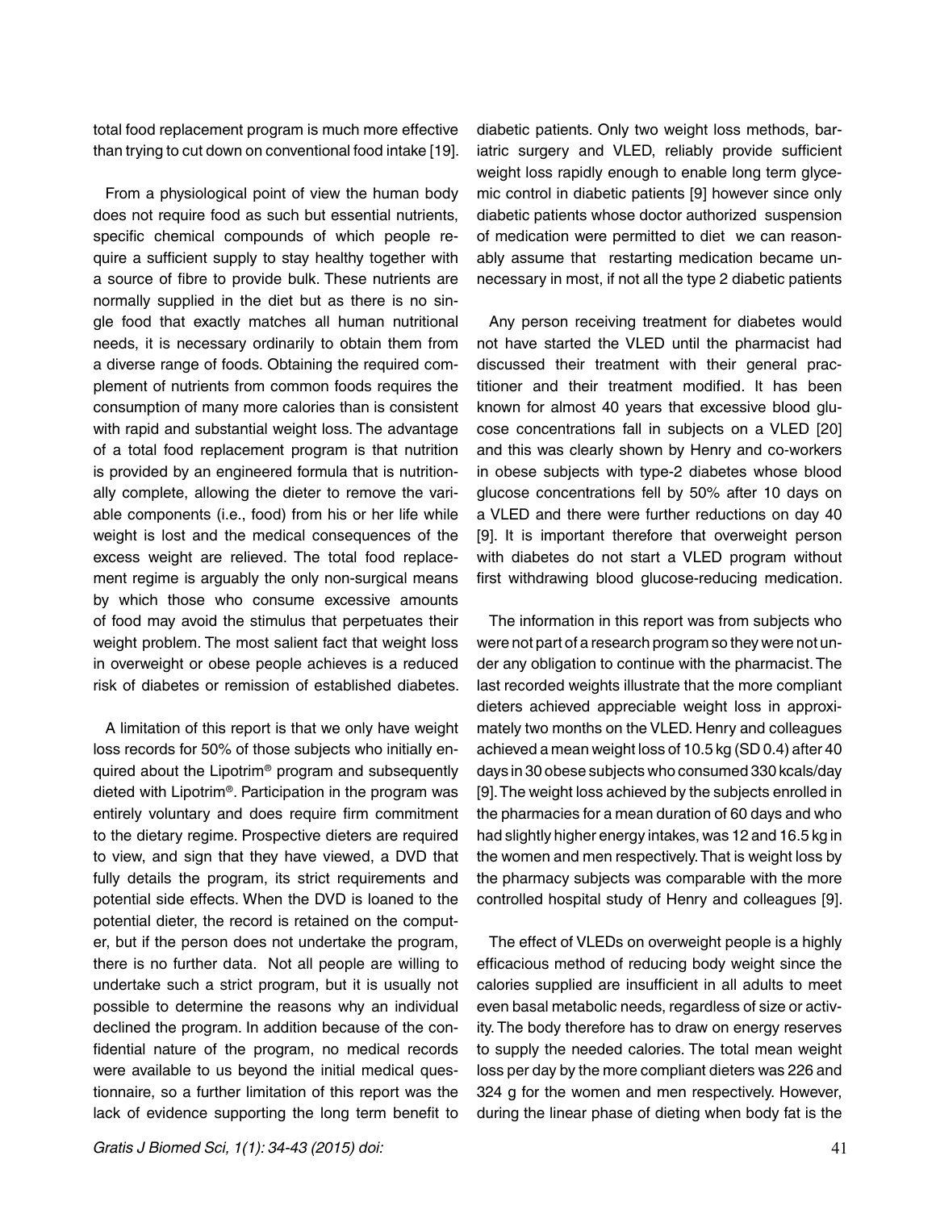total food replacement program is much more effective than trying to cut down on conventional food intake [19].

From a physiological point of view the human body does not require food as such but essential nutrients, specific chemical compounds of which people require a sufficient supply to stay healthy together with a source of fibre to provide bulk. These nutrients are normally supplied in the diet but as there is no single food that exactly matches all human nutritional needs, it is necessary ordinarily to obtain them from a diverse range of foods. Obtaining the required complement of nutrients from common foods requires the consumption of many more calories than is consistent with rapid and substantial weight loss. The advantage of a total food replacement program is that nutrition is provided by an engineered formula that is nutritionally complete, allowing the dieter to remove the variable components (i.e., food) from his or her life while weight is lost and the medical consequences of the excess weight are relieved. The total food replacement regime is arguably the only non-surgical means by which those who consume excessive amounts of food may avoid the stimulus that perpetuates their weight problem. The most salient fact that weight loss in overweight or obese people achieves is a reduced risk of diabetes or remission of established diabetes.

A limitation of this report is that we only have weight loss records for 50% of those subjects who initially enquired about the Lipotrim® program and subsequently dieted with Lipotrim®. Participation in the program was entirely voluntary and does require firm commitment to the dietary regime. Prospective dieters are required to view, and sign that they have viewed, a DVD that fully details the program, its strict requirements and potential side effects. When the DVD is loaned to the potential dieter, the record is retained on the computer, but if the person does not undertake the program, there is no further data. Not all people are willing to undertake such a strict program, but it is usually not possible to determine the reasons why an individual declined the program. In addition because of the confidential nature of the program, no medical records were available to us beyond the initial medical questionnaire, so a further limitation of this report was the lack of evidence supporting the long term benefit to diabetic patients. Only two weight loss methods, bariatric surgery and VLED, reliably provide sufficient weight loss rapidly enough to enable long term glycemic control in diabetic patients [9] however since only diabetic patients whose doctor authorized suspension of medication were permitted to diet we can reasonably assume that restarting medication became unnecessary in most, if not all the type 2 diabetic patients

Any person receiving treatment for diabetes would not have started the VLED until the pharmacist had discussed their treatment with their general practitioner and their treatment modified. It has been known for almost 40 years that excessive blood glucose concentrations fall in subjects on a VLED [20] and this was clearly shown by Henry and co-workers in obese subjects with type-2 diabetes whose blood glucose concentrations fell by 50% after 10 days on a VLED and there were further reductions on day 40 [9]. It is important therefore that overweight person with diabetes do not start a VLED program without first withdrawing blood glucose-reducing medication.

The information in this report was from subjects who were not part of a research program so they were not under any obligation to continue with the pharmacist. The last recorded weights illustrate that the more compliant dieters achieved appreciable weight loss in approximately two months on the VLED. Henry and colleagues achieved a mean weight loss of 10.5 kg (SD 0.4) after 40 days in 30 obese subjects who consumed 330 kcals/day [9]. The weight loss achieved by the subjects enrolled in the pharmacies for a mean duration of 60 days and who had slightly higher energy intakes, was 12 and 16.5 kg in the women and men respectively. That is weight loss by the pharmacy subjects was comparable with the more controlled hospital study of Henry and colleagues [9].

The effect of VLEDs on overweight people is a highly efficacious method of reducing body weight since the calories supplied are insufficient in all adults to meet even basal metabolic needs, regardless of size or activity. The body therefore has to draw on energy reserves to supply the needed calories. The total mean weight loss per day by the more compliant dieters was 226 and 324 g for the women and men respectively. However, during the linear phase of dieting when body fat is the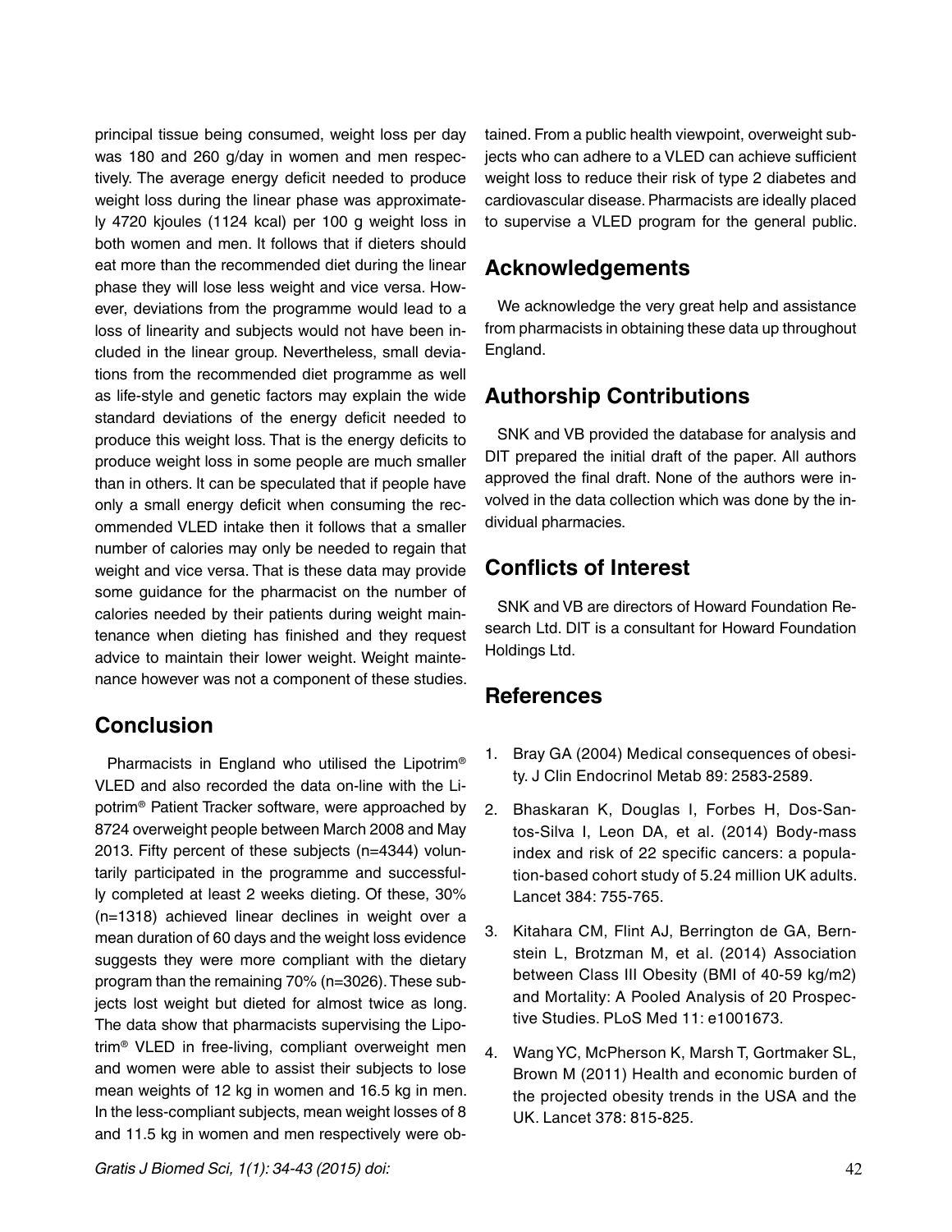principal tissue being consumed, weight loss per day was 180 and 260 g/day in women and men respectively. The average energy deficit needed to produce weight loss during the linear phase was approximately 4720 kjoules (1124 kcal) per 100 g weight loss in both women and men. It follows that if dieters should eat more than the recommended diet during the linear phase they will lose less weight and vice versa. However, deviations from the programme would lead to a loss of linearity and subjects would not have been included in the linear group. Nevertheless, small deviations from the recommended diet programme as well as life-style and genetic factors may explain the wide standard deviations of the energy deficit needed to produce this weight loss. That is the energy deficits to produce weight loss in some people are much smaller than in others. It can be speculated that if people have only a small energy deficit when consuming the recommended VLED intake then it follows that a smaller number of calories may only be needed to regain that weight and vice versa. That is these data may provide some guidance for the pharmacist on the number of calories needed by their patients during weight maintenance when dieting has finished and they request advice to maintain their lower weight. Weight maintenance however was not a component of these studies.

## Conclusion

Pharmacists in England who utilised the Lipotrim® VLED and also recorded the data on-line with the Lipotrim® Patient Tracker software, were approached by 8724 overweight people between March 2008 and May 2013. Fifty percent of these subjects (n=4344) voluntarily participated in the programme and successfully completed at least 2 weeks dieting. Of these, 30% (n=1318) achieved linear declines in weight over a mean duration of 60 days and the weight loss evidence suggests they were more compliant with the dietary program than the remaining 70% (n=3026). These subjects lost weight but dieted for almost twice as long. The data show that pharmacists supervising the Lipotrim® VLED in free-living, compliant overweight men and women were able to assist their subjects to lose mean weights of 12 kg in women and 16.5 kg in men. In the less-compliant subjects, mean weight losses of 8 and 11.5 kg in women and men respectively were obtained. From a public health viewpoint, overweight subjects who can adhere to a VLED can achieve sufficient weight loss to reduce their risk of type 2 diabetes and cardiovascular disease. Pharmacists are ideally placed to supervise a VLED program for the general public.

## Acknowledgements

We acknowledge the very great help and assistance from pharmacists in obtaining these data up throughout England.

## Authorship Contributions

SNK and VB provided the database for analysis and DIT prepared the initial draft of the paper. All authors approved the final draft. None of the authors were involved in the data collection which was done by the individual pharmacies.

## Conflicts of Interest

SNK and VB are directors of Howard Foundation Research Ltd. DIT is a consultant for Howard Foundation Holdings Ltd.

## References

1. Bray GA (2004) Medical consequences of obesity. J Clin Endocrinol Metab 89: 2583-2589.
2. Bhaskaran K, Douglas I, Forbes H, Dos-Santos-Silva I, Leon DA, et al. (2014) Body-mass index and risk of 22 specific cancers: a population-based cohort study of 5.24 million UK adults. Lancet 384: 755-765.
3. Kitahara CM, Flint AJ, Berrington de GA, Bernstein L, Brotzman M, et al. (2014) Association between Class III Obesity (BMI of 40-59 kg/m2) and Mortality: A Pooled Analysis of 20 Prospective Studies. PLoS Med 11: e1001673.
4. Wang YC, McPherson K, Marsh T, Gortmaker SL, Brown M (2011) Health and economic burden of the projected obesity trends in the USA and the UK. Lancet 378: 815-825.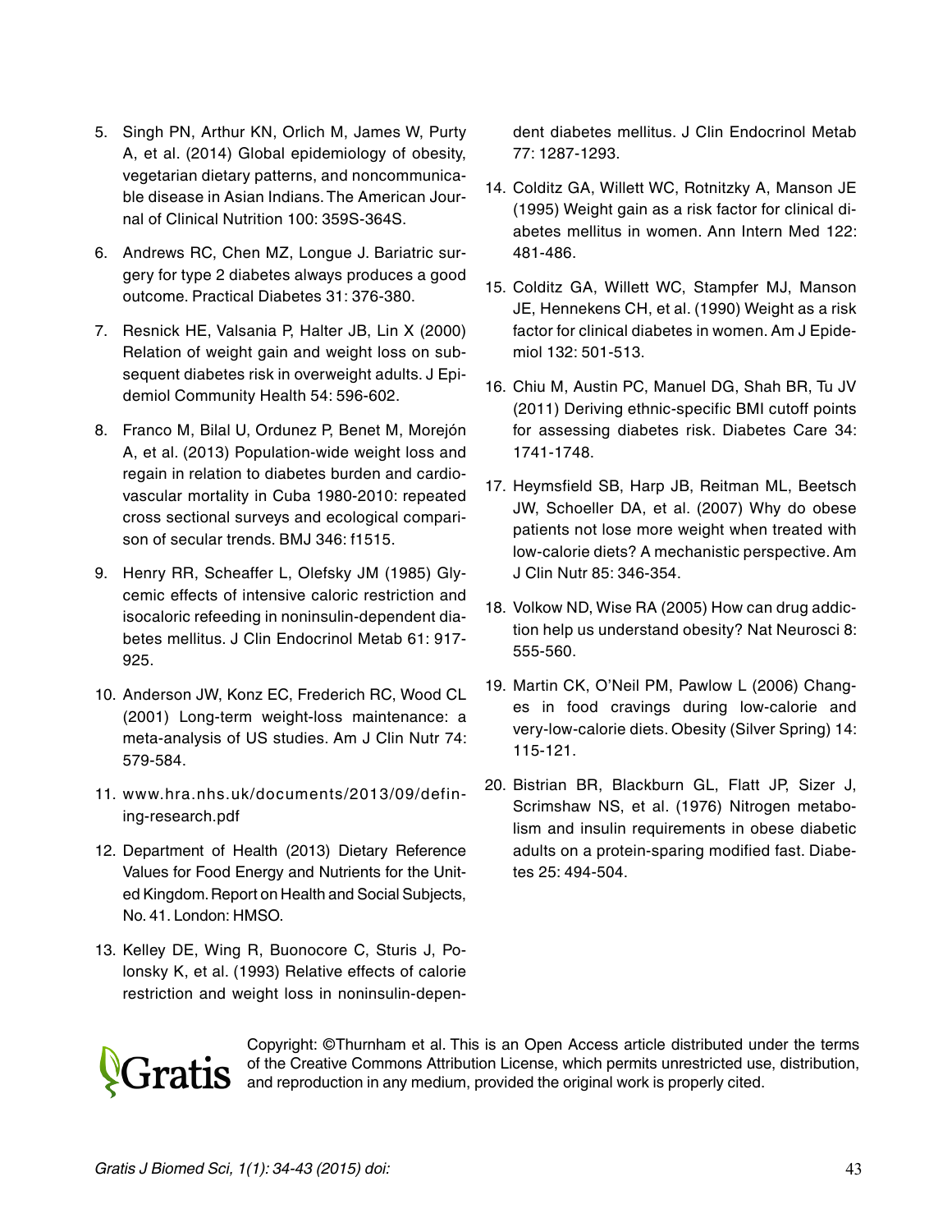5. Singh PN, Arthur KN, Orlich M, James W, Purty A, et al. (2014) Global epidemiology of obesity, vegetarian dietary patterns, and noncommunicable disease in Asian Indians. The American Journal of Clinical Nutrition 100: 359S-364S.
6. Andrews RC, Chen MZ, Longue J. Bariatric surgery for type 2 diabetes always produces a good outcome. Practical Diabetes 31: 376-380.
7. Resnick HE, Valsania P, Halter JB, Lin X (2000) Relation of weight gain and weight loss on subsequent diabetes risk in overweight adults. J Epidemiol Community Health 54: 596-602.
8. Franco M, Bilal U, Ordunez P, Benet M, Morejón A, et al. (2013) Population-wide weight loss and regain in relation to diabetes burden and cardiovascular mortality in Cuba 1980-2010: repeated cross sectional surveys and ecological comparison of secular trends. BMJ 346: f1515.
9. Henry RR, Scheaffer L, Olefsky JM (1985) Glycemic effects of intensive caloric restriction and isocaloric refeeding in noninsulin-dependent diabetes mellitus. J Clin Endocrinol Metab 61: 917-925.
10. Anderson JW, Konz EC, Frederich RC, Wood CL (2001) Long-term weight-loss maintenance: a meta-analysis of US studies. Am J Clin Nutr 74: 579-584.
11. www.hra.nhs.uk/documents/2013/09/defining-research.pdf
12. Department of Health (2013) Dietary Reference Values for Food Energy and Nutrients for the United Kingdom. Report on Health and Social Subjects, No. 41. London: HMSO.
13. Kelley DE, Wing R, Buonocore C, Sturis J, Polonsky K, et al. (1993) Relative effects of calorie restriction and weight loss in noninsulin-dependent diabetes mellitus. J Clin Endocrinol Metab 77: 1287-1293.
14. Colditz GA, Willett WC, Rotnitzky A, Manson JE (1995) Weight gain as a risk factor for clinical diabetes mellitus in women. Ann Intern Med 122: 481-486.
15. Colditz GA, Willett WC, Stampfer MJ, Manson JE, Hennekens CH, et al. (1990) Weight as a risk factor for clinical diabetes in women. Am J Epidemiol 132: 501-513.
16. Chiu M, Austin PC, Manuel DG, Shah BR, Tu JV (2011) Deriving ethnic-specific BMI cutoff points for assessing diabetes risk. Diabetes Care 34: 1741-1748.
17. Heymsfield SB, Harp JB, Reitman ML, Beetsch JW, Schoeller DA, et al. (2007) Why do obese patients not lose more weight when treated with low-calorie diets? A mechanistic perspective. Am J Clin Nutr 85: 346-354.
18. Volkow ND, Wise RA (2005) How can drug addiction help us understand obesity? Nat Neurosci 8: 555-560.
19. Martin CK, O'Neil PM, Pawlow L (2006) Changes in food cravings during low-calorie and very-low-calorie diets. Obesity (Silver Spring) 14: 115-121.
20. Bistrian BR, Blackburn GL, Flatt JP, Sizer J, Scrimshaw NS, et al. (1976) Nitrogen metabolism and insulin requirements in obese diabetic adults on a protein-sparing modified fast. Diabetes 25: 494-504.

Copyright: ©Thurnham et al. This is an Open Access article distributed under the terms of the Creative Commons Attribution License, which permits unrestricted use, distribution, and reproduction in any medium, provided the original work is properly cited.